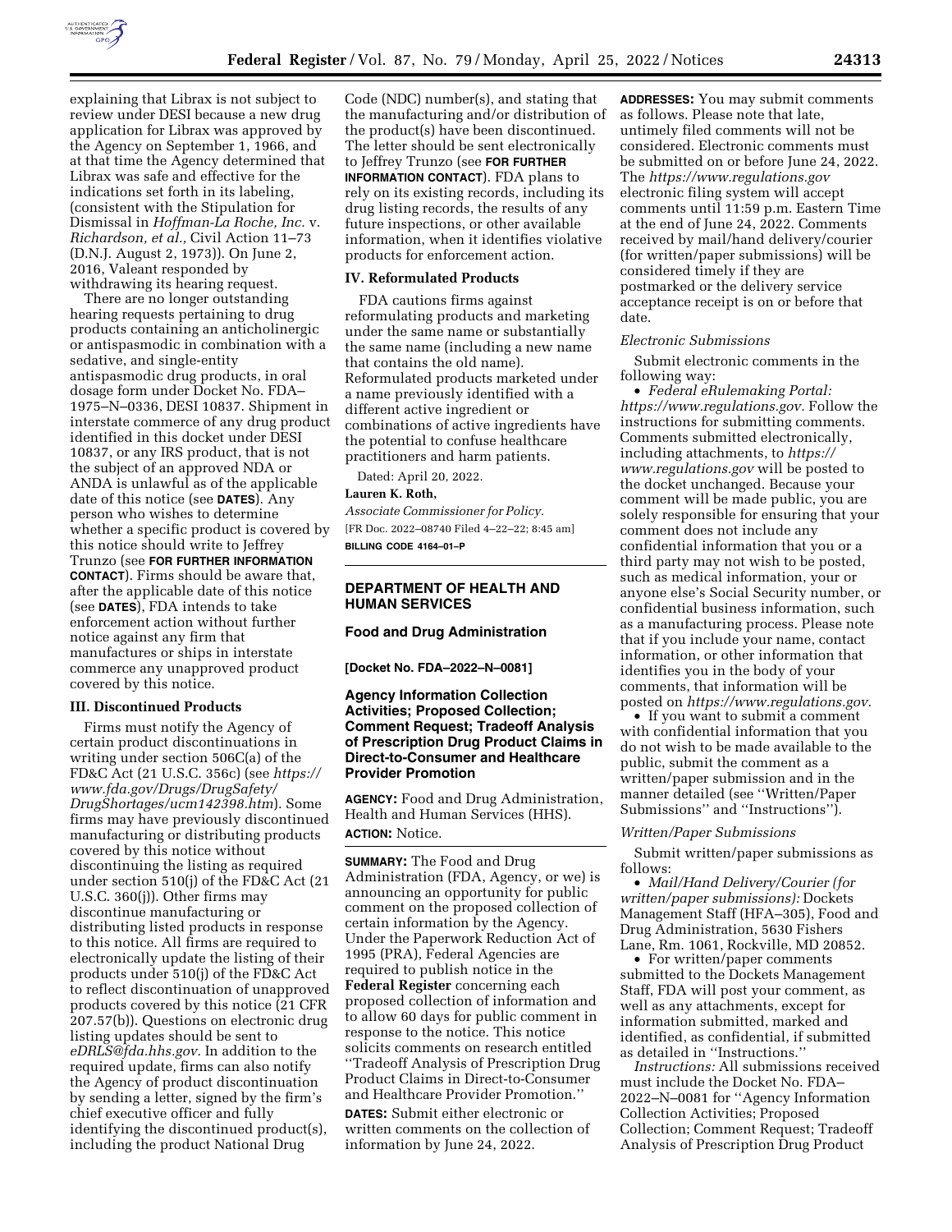explaining that Librax is not subject to review under DESI because a new drug application for Librax was approved by the Agency on September 1, 1966, and at that time the Agency determined that Librax was safe and effective for the indications set forth in its labeling, (consistent with the Stipulation for Dismissal in *Hoffman-La Roche, Inc.* v. *Richardson, et al.,* Civil Action 11–73 (D.N.J. August 2, 1973)). On June 2, 2016, Valeant responded by withdrawing its hearing request.

There are no longer outstanding hearing requests pertaining to drug products containing an anticholinergic or antispasmodic in combination with a sedative, and single-entity antispasmodic drug products, in oral dosage form under Docket No. FDA–1975–N–0336, DESI 10837. Shipment in interstate commerce of any drug product identified in this docket under DESI 10837, or any IRS product, that is not the subject of an approved NDA or ANDA is unlawful as of the applicable date of this notice (see **DATES**). Any person who wishes to determine whether a specific product is covered by this notice should write to Jeffrey Trunzo (see **FOR FURTHER INFORMATION CONTACT**). Firms should be aware that, after the applicable date of this notice (see **DATES**), FDA intends to take enforcement action without further notice against any firm that manufactures or ships in interstate commerce any unapproved product covered by this notice.

### III. Discontinued Products

Firms must notify the Agency of certain product discontinuations in writing under section 506C(a) of the FD&C Act (21 U.S.C. 356c) (see *https://www.fda.gov/Drugs/DrugSafety/DrugShortages/ucm142398.htm*). Some firms may have previously discontinued manufacturing or distributing products covered by this notice without discontinuing the listing as required under section 510(j) of the FD&C Act (21 U.S.C. 360(j)). Other firms may discontinue manufacturing or distributing listed products in response to this notice. All firms are required to electronically update the listing of their products under 510(j) of the FD&C Act to reflect discontinuation of unapproved products covered by this notice (21 CFR 207.57(b)). Questions on electronic drug listing updates should be sent to *eDRLS@fda.hhs.gov.* In addition to the required update, firms can also notify the Agency of product discontinuation by sending a letter, signed by the firm's chief executive officer and fully identifying the discontinued product(s), including the product National Drug Code (NDC) number(s), and stating that the manufacturing and/or distribution of the product(s) have been discontinued. The letter should be sent electronically to Jeffrey Trunzo (see **FOR FURTHER INFORMATION CONTACT**). FDA plans to rely on its existing records, including its drug listing records, the results of any future inspections, or other available information, when it identifies violative products for enforcement action.

### IV. Reformulated Products

FDA cautions firms against reformulating products and marketing under the same name or substantially the same name (including a new name that contains the old name). Reformulated products marketed under a name previously identified with a different active ingredient or combinations of active ingredients have the potential to confuse healthcare practitioners and harm patients.

Dated: April 20, 2022.

**Lauren K. Roth,**

*Associate Commissioner for Policy.*

[FR Doc. 2022–08740 Filed 4–22–22; 8:45 am]

**BILLING CODE 4164–01–P**

---

## DEPARTMENT OF HEALTH AND HUMAN SERVICES

### Food and Drug Administration

**[Docket No. FDA–2022–N–0081]**

### Agency Information Collection Activities; Proposed Collection; Comment Request; Tradeoff Analysis of Prescription Drug Product Claims in Direct-to-Consumer and Healthcare Provider Promotion

**AGENCY:** Food and Drug Administration, Health and Human Services (HHS).

**ACTION:** Notice.

**SUMMARY:** The Food and Drug Administration (FDA, Agency, or we) is announcing an opportunity for public comment on the proposed collection of certain information by the Agency. Under the Paperwork Reduction Act of 1995 (PRA), Federal Agencies are required to publish notice in the **Federal Register** concerning each proposed collection of information and to allow 60 days for public comment in response to the notice. This notice solicits comments on research entitled ''Tradeoff Analysis of Prescription Drug Product Claims in Direct-to-Consumer and Healthcare Provider Promotion.''

**DATES:** Submit either electronic or written comments on the collection of information by June 24, 2022.

**ADDRESSES:** You may submit comments as follows. Please note that late, untimely filed comments will not be considered. Electronic comments must be submitted on or before June 24, 2022. The *https://www.regulations.gov* electronic filing system will accept comments until 11:59 p.m. Eastern Time at the end of June 24, 2022. Comments received by mail/hand delivery/courier (for written/paper submissions) will be considered timely if they are postmarked or the delivery service acceptance receipt is on or before that date.

*Electronic Submissions*

Submit electronic comments in the following way:

- *Federal eRulemaking Portal: https://www.regulations.gov.* Follow the instructions for submitting comments. Comments submitted electronically, including attachments, to *https://www.regulations.gov* will be posted to the docket unchanged. Because your comment will be made public, you are solely responsible for ensuring that your comment does not include any confidential information that you or a third party may not wish to be posted, such as medical information, your or anyone else's Social Security number, or confidential business information, such as a manufacturing process. Please note that if you include your name, contact information, or other information that identifies you in the body of your comments, that information will be posted on *https://www.regulations.gov.*
- If you want to submit a comment with confidential information that you do not wish to be made available to the public, submit the comment as a written/paper submission and in the manner detailed (see ''Written/Paper Submissions'' and ''Instructions'').

*Written/Paper Submissions*

Submit written/paper submissions as follows:

- *Mail/Hand Delivery/Courier (for written/paper submissions):* Dockets Management Staff (HFA–305), Food and Drug Administration, 5630 Fishers Lane, Rm. 1061, Rockville, MD 20852.
- For written/paper comments submitted to the Dockets Management Staff, FDA will post your comment, as well as any attachments, except for information submitted, marked and identified, as confidential, if submitted as detailed in ''Instructions.''

*Instructions:* All submissions received must include the Docket No. FDA–2022–N–0081 for ''Agency Information Collection Activities; Proposed Collection; Comment Request; Tradeoff Analysis of Prescription Drug Product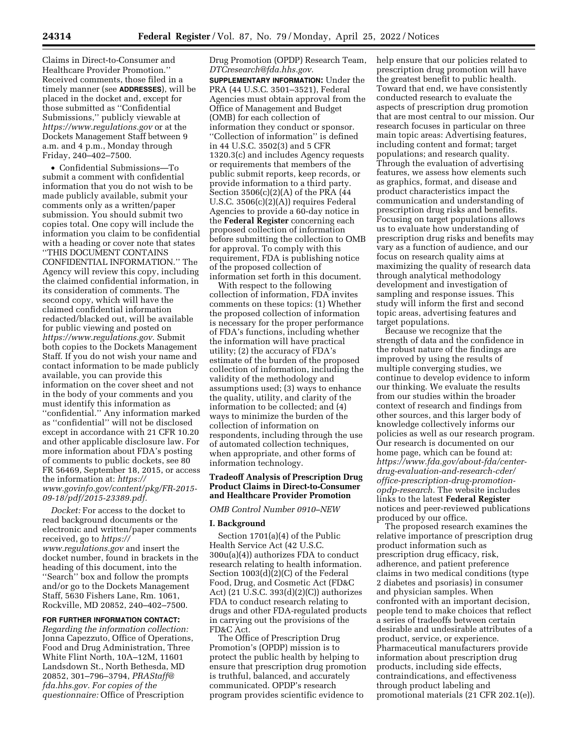Claims in Direct-to-Consumer and Healthcare Provider Promotion.'' Received comments, those filed in a timely manner (see **ADDRESSES**), will be placed in the docket and, except for those submitted as ''Confidential Submissions,'' publicly viewable at *https://www.regulations.gov* or at the Dockets Management Staff between 9 a.m. and 4 p.m., Monday through Friday, 240–402–7500.

- Confidential Submissions—To submit a comment with confidential information that you do not wish to be made publicly available, submit your comments only as a written/paper submission. You should submit two copies total. One copy will include the information you claim to be confidential with a heading or cover note that states ''THIS DOCUMENT CONTAINS CONFIDENTIAL INFORMATION.'' The Agency will review this copy, including the claimed confidential information, in its consideration of comments. The second copy, which will have the claimed confidential information redacted/blacked out, will be available for public viewing and posted on *https://www.regulations.gov.* Submit both copies to the Dockets Management Staff. If you do not wish your name and contact information to be made publicly available, you can provide this information on the cover sheet and not in the body of your comments and you must identify this information as ''confidential.'' Any information marked as ''confidential'' will not be disclosed except in accordance with 21 CFR 10.20 and other applicable disclosure law. For more information about FDA's posting of comments to public dockets, see 80 FR 56469, September 18, 2015, or access the information at: *https://www.govinfo.gov/content/pkg/FR-2015-09-18/pdf/2015-23389.pdf.*

*Docket:* For access to the docket to read background documents or the electronic and written/paper comments received, go to *https://www.regulations.gov* and insert the docket number, found in brackets in the heading of this document, into the ''Search'' box and follow the prompts and/or go to the Dockets Management Staff, 5630 Fishers Lane, Rm. 1061, Rockville, MD 20852, 240–402–7500.

**FOR FURTHER INFORMATION CONTACT:** *Regarding the information collection:* Jonna Capezzuto, Office of Operations, Food and Drug Administration, Three White Flint North, 10A–12M, 11601 Landsdown St., North Bethesda, MD 20852, 301–796–3794, *PRAStaff@fda.hhs.gov. For copies of the questionnaire:* Office of Prescription Drug Promotion (OPDP) Research Team, *DTCresearch@fda.hhs.gov.*

**SUPPLEMENTARY INFORMATION:** Under the PRA (44 U.S.C. 3501–3521), Federal Agencies must obtain approval from the Office of Management and Budget (OMB) for each collection of information they conduct or sponsor. ''Collection of information'' is defined in 44 U.S.C. 3502(3) and 5 CFR 1320.3(c) and includes Agency requests or requirements that members of the public submit reports, keep records, or provide information to a third party. Section 3506(c)(2)(A) of the PRA (44 U.S.C. 3506(c)(2)(A)) requires Federal Agencies to provide a 60-day notice in the **Federal Register** concerning each proposed collection of information before submitting the collection to OMB for approval. To comply with this requirement, FDA is publishing notice of the proposed collection of information set forth in this document.

With respect to the following collection of information, FDA invites comments on these topics: (1) Whether the proposed collection of information is necessary for the proper performance of FDA's functions, including whether the information will have practical utility; (2) the accuracy of FDA's estimate of the burden of the proposed collection of information, including the validity of the methodology and assumptions used; (3) ways to enhance the quality, utility, and clarity of the information to be collected; and (4) ways to minimize the burden of the collection of information on respondents, including through the use of automated collection techniques, when appropriate, and other forms of information technology.

## Tradeoff Analysis of Prescription Drug Product Claims in Direct-to-Consumer and Healthcare Provider Promotion

*OMB Control Number 0910–NEW*

### I. Background

Section 1701(a)(4) of the Public Health Service Act (42 U.S.C. 300u(a)(4)) authorizes FDA to conduct research relating to health information. Section 1003(d)(2)(C) of the Federal Food, Drug, and Cosmetic Act (FD&C Act) (21 U.S.C. 393(d)(2)(C)) authorizes FDA to conduct research relating to drugs and other FDA-regulated products in carrying out the provisions of the FD&C Act.

The Office of Prescription Drug Promotion's (OPDP) mission is to protect the public health by helping to ensure that prescription drug promotion is truthful, balanced, and accurately communicated. OPDP's research program provides scientific evidence to help ensure that our policies related to prescription drug promotion will have the greatest benefit to public health. Toward that end, we have consistently conducted research to evaluate the aspects of prescription drug promotion that are most central to our mission. Our research focuses in particular on three main topic areas: Advertising features, including content and format; target populations; and research quality. Through the evaluation of advertising features, we assess how elements such as graphics, format, and disease and product characteristics impact the communication and understanding of prescription drug risks and benefits. Focusing on target populations allows us to evaluate how understanding of prescription drug risks and benefits may vary as a function of audience, and our focus on research quality aims at maximizing the quality of research data through analytical methodology development and investigation of sampling and response issues. This study will inform the first and second topic areas, advertising features and target populations.

Because we recognize that the strength of data and the confidence in the robust nature of the findings are improved by using the results of multiple converging studies, we continue to develop evidence to inform our thinking. We evaluate the results from our studies within the broader context of research and findings from other sources, and this larger body of knowledge collectively informs our policies as well as our research program. Our research is documented on our home page, which can be found at: *https://www.fda.gov/about-fda/center-drug-evaluation-and-research-cder/office-prescription-drug-promotion-opdp-research.* The website includes links to the latest **Federal Register** notices and peer-reviewed publications produced by our office.

The proposed research examines the relative importance of prescription drug product information such as prescription drug efficacy, risk, adherence, and patient preference claims in two medical conditions (type 2 diabetes and psoriasis) in consumer and physician samples. When confronted with an important decision, people tend to make choices that reflect a series of tradeoffs between certain desirable and undesirable attributes of a product, service, or experience. Pharmaceutical manufacturers provide information about prescription drug products, including side effects, contraindications, and effectiveness through product labeling and promotional materials (21 CFR 202.1(e)).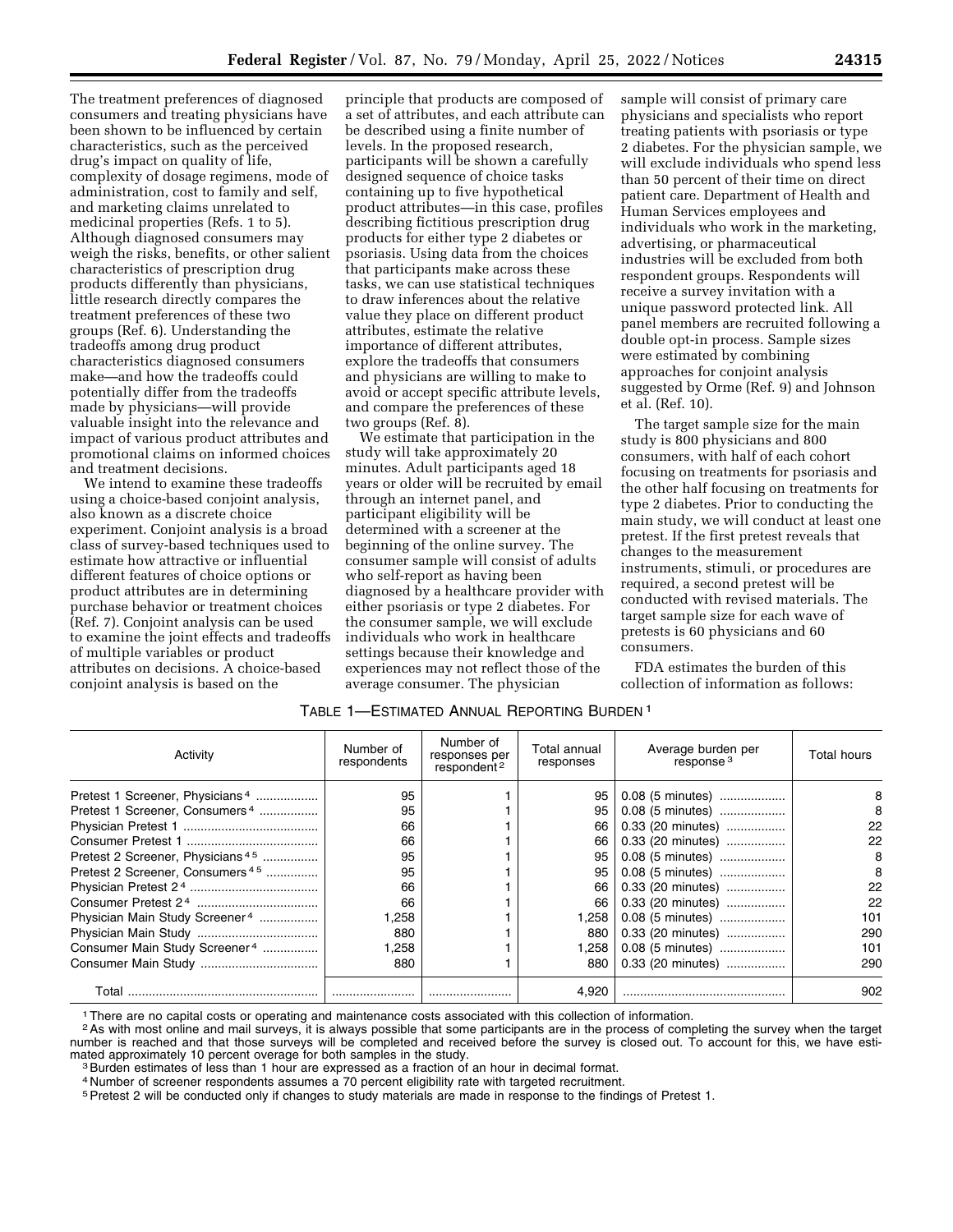The treatment preferences of diagnosed consumers and treating physicians have been shown to be influenced by certain characteristics, such as the perceived drug's impact on quality of life, complexity of dosage regimens, mode of administration, cost to family and self, and marketing claims unrelated to medicinal properties (Refs. 1 to 5). Although diagnosed consumers may weigh the risks, benefits, or other salient characteristics of prescription drug products differently than physicians, little research directly compares the treatment preferences of these two groups (Ref. 6). Understanding the tradeoffs among drug product characteristics diagnosed consumers make—and how the tradeoffs could potentially differ from the tradeoffs made by physicians—will provide valuable insight into the relevance and impact of various product attributes and promotional claims on informed choices and treatment decisions.

We intend to examine these tradeoffs using a choice-based conjoint analysis, also known as a discrete choice experiment. Conjoint analysis is a broad class of survey-based techniques used to estimate how attractive or influential different features of choice options or product attributes are in determining purchase behavior or treatment choices (Ref. 7). Conjoint analysis can be used to examine the joint effects and tradeoffs of multiple variables or product attributes on decisions. A choice-based conjoint analysis is based on the principle that products are composed of a set of attributes, and each attribute can be described using a finite number of levels. In the proposed research, participants will be shown a carefully designed sequence of choice tasks containing up to five hypothetical product attributes—in this case, profiles describing fictitious prescription drug products for either type 2 diabetes or psoriasis. Using data from the choices that participants make across these tasks, we can use statistical techniques to draw inferences about the relative value they place on different product attributes, estimate the relative importance of different attributes, explore the tradeoffs that consumers and physicians are willing to make to avoid or accept specific attribute levels, and compare the preferences of these two groups (Ref. 8).

We estimate that participation in the study will take approximately 20 minutes. Adult participants aged 18 years or older will be recruited by email through an internet panel, and participant eligibility will be determined with a screener at the beginning of the online survey. The consumer sample will consist of adults who self-report as having been diagnosed by a healthcare provider with either psoriasis or type 2 diabetes. For the consumer sample, we will exclude individuals who work in healthcare settings because their knowledge and experiences may not reflect those of the average consumer. The physician sample will consist of primary care physicians and specialists who report treating patients with psoriasis or type 2 diabetes. For the physician sample, we will exclude individuals who spend less than 50 percent of their time on direct patient care. Department of Health and Human Services employees and individuals who work in the marketing, advertising, or pharmaceutical industries will be excluded from both respondent groups. Respondents will receive a survey invitation with a unique password protected link. All panel members are recruited following a double opt-in process. Sample sizes were estimated by combining approaches for conjoint analysis suggested by Orme (Ref. 9) and Johnson et al. (Ref. 10).

The target sample size for the main study is 800 physicians and 800 consumers, with half of each cohort focusing on treatments for psoriasis and the other half focusing on treatments for type 2 diabetes. Prior to conducting the main study, we will conduct at least one pretest. If the first pretest reveals that changes to the measurement instruments, stimuli, or procedures are required, a second pretest will be conducted with revised materials. The target sample size for each wave of pretests is 60 physicians and 60 consumers.

FDA estimates the burden of this collection of information as follows:

TABLE 1—ESTIMATED ANNUAL REPORTING BURDEN [1]

| Activity | Number of respondents | Number of responses per respondent [2] | Total annual responses | Average burden per response [3] | Total hours |
|---|---|---|---|---|---|
| Pretest 1 Screener, Physicians [4] | 95 | 1 | 95 | 0.08 (5 minutes) | 8 |
| Pretest 1 Screener, Consumers [4] | 95 | 1 | 95 | 0.08 (5 minutes) | 8 |
| Physician Pretest 1 | 66 | 1 | 66 | 0.33 (20 minutes) | 22 |
| Consumer Pretest 1 | 66 | 1 | 66 | 0.33 (20 minutes) | 22 |
| Pretest 2 Screener, Physicians [4,5] | 95 | 1 | 95 | 0.08 (5 minutes) | 8 |
| Pretest 2 Screener, Consumers [4,5] | 95 | 1 | 95 | 0.08 (5 minutes) | 8 |
| Physician Pretest 2 [4] | 66 | 1 | 66 | 0.33 (20 minutes) | 22 |
| Consumer Pretest 2 [4] | 66 | 1 | 66 | 0.33 (20 minutes) | 22 |
| Physician Main Study Screener [4] | 1,258 | 1 | 1,258 | 0.08 (5 minutes) | 101 |
| Physician Main Study | 880 | 1 | 880 | 0.33 (20 minutes) | 290 |
| Consumer Main Study Screener [4] | 1,258 | 1 | 1,258 | 0.08 (5 minutes) | 101 |
| Consumer Main Study | 880 | 1 | 880 | 0.33 (20 minutes) | 290 |
| Total | | | 4,920 | | 902 |

[1] There are no capital costs or operating and maintenance costs associated with this collection of information.

[2] As with most online and mail surveys, it is always possible that some participants are in the process of completing the survey when the target number is reached and that those surveys will be completed and received before the survey is closed out. To account for this, we have estimated approximately 10 percent overage for both samples in the study.

[3] Burden estimates of less than 1 hour are expressed as a fraction of an hour in decimal format.

[4] Number of screener respondents assumes a 70 percent eligibility rate with targeted recruitment.

[5] Pretest 2 will be conducted only if changes to study materials are made in response to the findings of Pretest 1.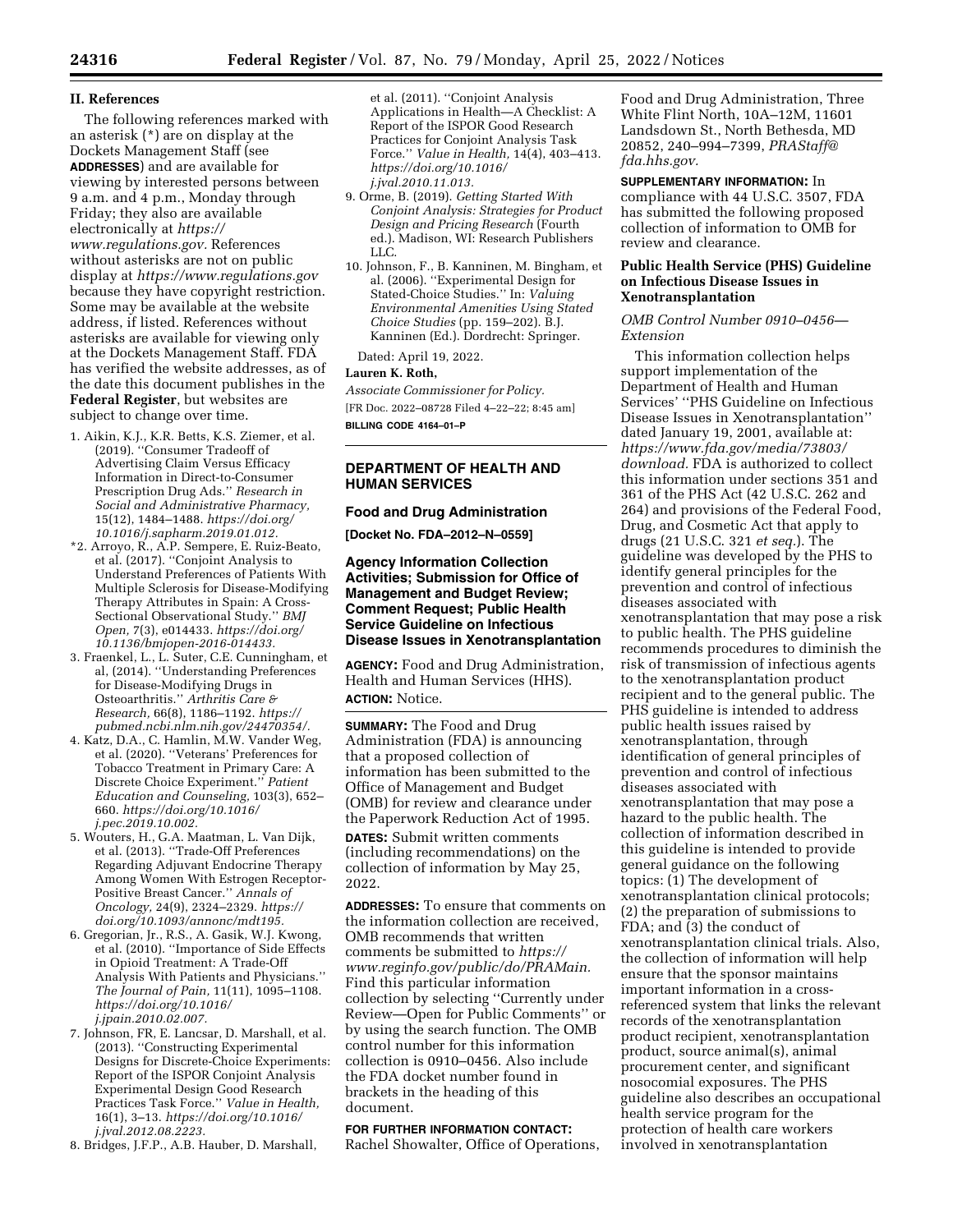## II. References

The following references marked with an asterisk (*) are on display at the Dockets Management Staff (see **ADDRESSES**) and are available for viewing by interested persons between 9 a.m. and 4 p.m., Monday through Friday; they also are available electronically at *https://www.regulations.gov.* References without asterisks are not on public display at *https://www.regulations.gov* because they have copyright restriction. Some may be available at the website address, if listed. References without asterisks are available for viewing only at the Dockets Management Staff. FDA has verified the website addresses, as of the date this document publishes in the **Federal Register**, but websites are subject to change over time.

1. Aikin, K.J., K.R. Betts, K.S. Ziemer, et al. (2019). ''Consumer Tradeoff of Advertising Claim Versus Efficacy Information in Direct-to-Consumer Prescription Drug Ads.'' *Research in Social and Administrative Pharmacy,* 15(12), 1484–1488. *https://doi.org/10.1016/j.sapharm.2019.01.012.*
*2. Arroyo, R., A.P. Sempere, E. Ruiz-Beato, et al. (2017). ''Conjoint Analysis to Understand Preferences of Patients With Multiple Sclerosis for Disease-Modifying Therapy Attributes in Spain: A Cross-Sectional Observational Study.'' *BMJ Open,* 7(3), e014433. *https://doi.org/10.1136/bmjopen-2016-014433.*
3. Fraenkel, L., L. Suter, C.E. Cunningham, et al, (2014). ''Understanding Preferences for Disease-Modifying Drugs in Osteoarthritis.'' *Arthritis Care & Research,* 66(8), 1186–1192. *https://pubmed.ncbi.nlm.nih.gov/24470354/.*
4. Katz, D.A., C. Hamlin, M.W. Vander Weg, et al. (2020). ''Veterans' Preferences for Tobacco Treatment in Primary Care: A Discrete Choice Experiment.'' *Patient Education and Counseling,* 103(3), 652–660. *https://doi.org/10.1016/j.pec.2019.10.002.*
5. Wouters, H., G.A. Maatman, L. Van Dijk, et al. (2013). ''Trade-Off Preferences Regarding Adjuvant Endocrine Therapy Among Women With Estrogen Receptor-Positive Breast Cancer.'' *Annals of Oncology,* 24(9), 2324–2329. *https://doi.org/10.1093/annonc/mdt195.*
6. Gregorian, Jr., R.S., A. Gasik, W.J. Kwong, et al. (2010). ''Importance of Side Effects in Opioid Treatment: A Trade-Off Analysis With Patients and Physicians.'' *The Journal of Pain,* 11(11), 1095–1108. *https://doi.org/10.1016/j.jpain.2010.02.007.*
7. Johnson, FR, E. Lancsar, D. Marshall, et al. (2013). ''Constructing Experimental Designs for Discrete-Choice Experiments: Report of the ISPOR Conjoint Analysis Experimental Design Good Research Practices Task Force.'' *Value in Health,* 16(1), 3–13. *https://doi.org/10.1016/j.jval.2012.08.2223.*
8. Bridges, J.F.P., A.B. Hauber, D. Marshall, et al. (2011). ''Conjoint Analysis Applications in Health—A Checklist: A Report of the ISPOR Good Research Practices for Conjoint Analysis Task Force.'' *Value in Health,* 14(4), 403–413. *https://doi.org/10.1016/j.jval.2010.11.013.*
9. Orme, B. (2019). *Getting Started With Conjoint Analysis: Strategies for Product Design and Pricing Research* (Fourth ed.). Madison, WI: Research Publishers LLC.
10. Johnson, F., B. Kanninen, M. Bingham, et al. (2006). ''Experimental Design for Stated-Choice Studies.'' In: *Valuing Environmental Amenities Using Stated Choice Studies* (pp. 159–202). B.J. Kanninen (Ed.). Dordrecht: Springer.

Dated: April 19, 2022.

**Lauren K. Roth,**

*Associate Commissioner for Policy.*

[FR Doc. 2022–08728 Filed 4–22–22; 8:45 am]

**BILLING CODE 4164–01–P**

---

# DEPARTMENT OF HEALTH AND HUMAN SERVICES

## Food and Drug Administration

**[Docket No. FDA–2012–N–0559]**

## Agency Information Collection Activities; Submission for Office of Management and Budget Review; Comment Request; Public Health Service Guideline on Infectious Disease Issues in Xenotransplantation

**AGENCY:** Food and Drug Administration, Health and Human Services (HHS).

**ACTION:** Notice.

**SUMMARY:** The Food and Drug Administration (FDA) is announcing that a proposed collection of information has been submitted to the Office of Management and Budget (OMB) for review and clearance under the Paperwork Reduction Act of 1995.

**DATES:** Submit written comments (including recommendations) on the collection of information by May 25, 2022.

**ADDRESSES:** To ensure that comments on the information collection are received, OMB recommends that written comments be submitted to *https://www.reginfo.gov/public/do/PRAMain.* Find this particular information collection by selecting ''Currently under Review—Open for Public Comments'' or by using the search function. The OMB control number for this information collection is 0910–0456. Also include the FDA docket number found in brackets in the heading of this document.

**FOR FURTHER INFORMATION CONTACT:** Rachel Showalter, Office of Operations, Food and Drug Administration, Three White Flint North, 10A–12M, 11601 Landsdown St., North Bethesda, MD 20852, 240–994–7399, *PRAStaff@fda.hhs.gov.*

**SUPPLEMENTARY INFORMATION:** In compliance with 44 U.S.C. 3507, FDA has submitted the following proposed collection of information to OMB for review and clearance.

### Public Health Service (PHS) Guideline on Infectious Disease Issues in Xenotransplantation

*OMB Control Number 0910–0456—Extension*

This information collection helps support implementation of the Department of Health and Human Services' ''PHS Guideline on Infectious Disease Issues in Xenotransplantation'' dated January 19, 2001, available at: *https://www.fda.gov/media/73803/download.* FDA is authorized to collect this information under sections 351 and 361 of the PHS Act (42 U.S.C. 262 and 264) and provisions of the Federal Food, Drug, and Cosmetic Act that apply to drugs (21 U.S.C. 321 *et seq.*). The guideline was developed by the PHS to identify general principles for the prevention and control of infectious diseases associated with xenotransplantation that may pose a risk to public health. The PHS guideline recommends procedures to diminish the risk of transmission of infectious agents to the xenotransplantation product recipient and to the general public. The PHS guideline is intended to address public health issues raised by xenotransplantation, through identification of general principles of prevention and control of infectious diseases associated with xenotransplantation that may pose a hazard to the public health. The collection of information described in this guideline is intended to provide general guidance on the following topics: (1) The development of xenotransplantation clinical protocols; (2) the preparation of submissions to FDA; and (3) the conduct of xenotransplantation clinical trials. Also, the collection of information will help ensure that the sponsor maintains important information in a cross-referenced system that links the relevant records of the xenotransplantation product recipient, xenotransplantation product, source animal(s), animal procurement center, and significant nosocomial exposures. The PHS guideline also describes an occupational health service program for the protection of health care workers involved in xenotransplantation